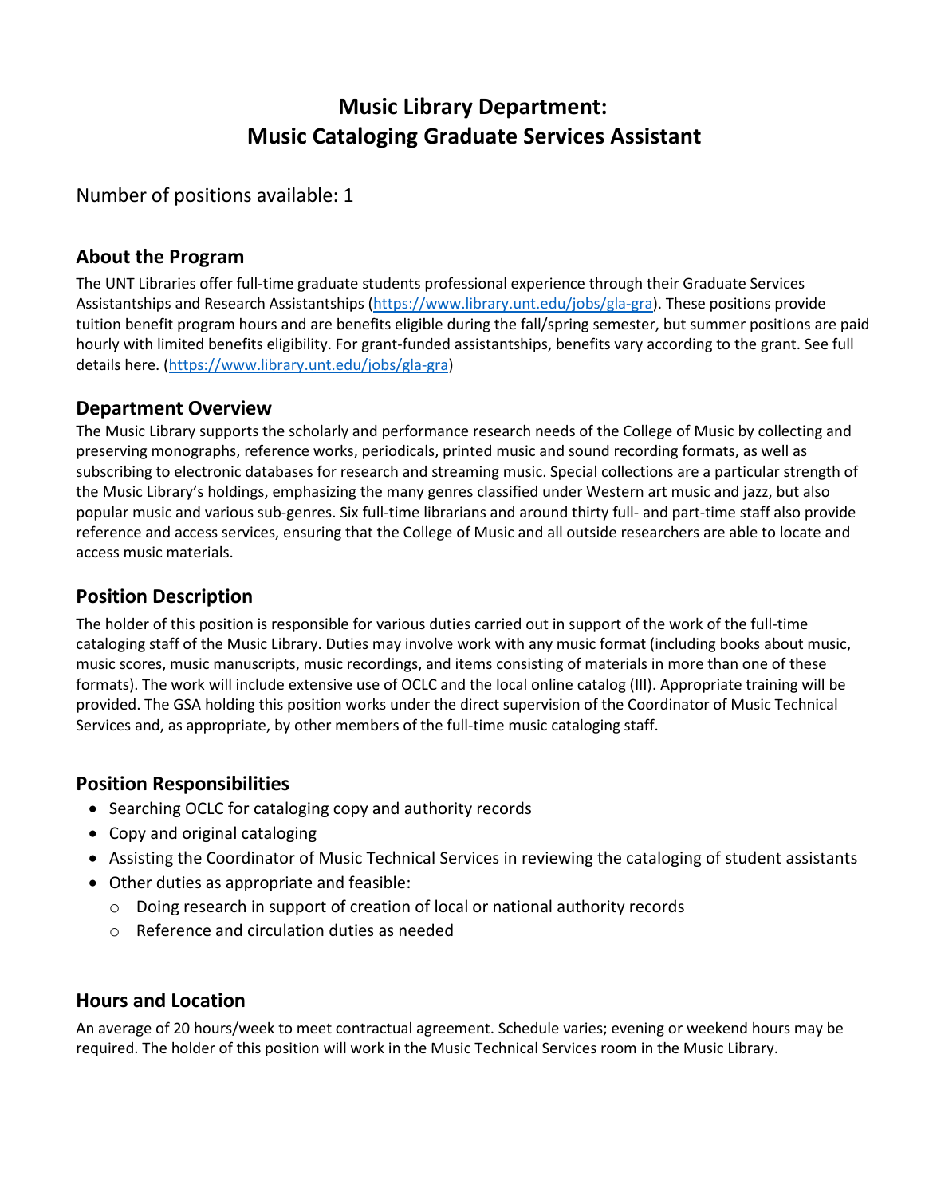# Music Library Department:
# Music Cataloging Graduate Services Assistant

Number of positions available: 1

## About the Program

The UNT Libraries offer full-time graduate students professional experience through their Graduate Services Assistantships and Research Assistantships (https://www.library.unt.edu/jobs/gla-gra). These positions provide tuition benefit program hours and are benefits eligible during the fall/spring semester, but summer positions are paid hourly with limited benefits eligibility. For grant-funded assistantships, benefits vary according to the grant. See full details here. (https://www.library.unt.edu/jobs/gla-gra)

## Department Overview

The Music Library supports the scholarly and performance research needs of the College of Music by collecting and preserving monographs, reference works, periodicals, printed music and sound recording formats, as well as subscribing to electronic databases for research and streaming music. Special collections are a particular strength of the Music Library's holdings, emphasizing the many genres classified under Western art music and jazz, but also popular music and various sub-genres. Six full-time librarians and around thirty full- and part-time staff also provide reference and access services, ensuring that the College of Music and all outside researchers are able to locate and access music materials.

## Position Description

The holder of this position is responsible for various duties carried out in support of the work of the full-time cataloging staff of the Music Library. Duties may involve work with any music format (including books about music, music scores, music manuscripts, music recordings, and items consisting of materials in more than one of these formats). The work will include extensive use of OCLC and the local online catalog (III). Appropriate training will be provided. The GSA holding this position works under the direct supervision of the Coordinator of Music Technical Services and, as appropriate, by other members of the full-time music cataloging staff.

## Position Responsibilities

- Searching OCLC for cataloging copy and authority records
- Copy and original cataloging
- Assisting the Coordinator of Music Technical Services in reviewing the cataloging of student assistants
- Other duties as appropriate and feasible:
  - Doing research in support of creation of local or national authority records
  - Reference and circulation duties as needed

## Hours and Location

An average of 20 hours/week to meet contractual agreement. Schedule varies; evening or weekend hours may be required. The holder of this position will work in the Music Technical Services room in the Music Library.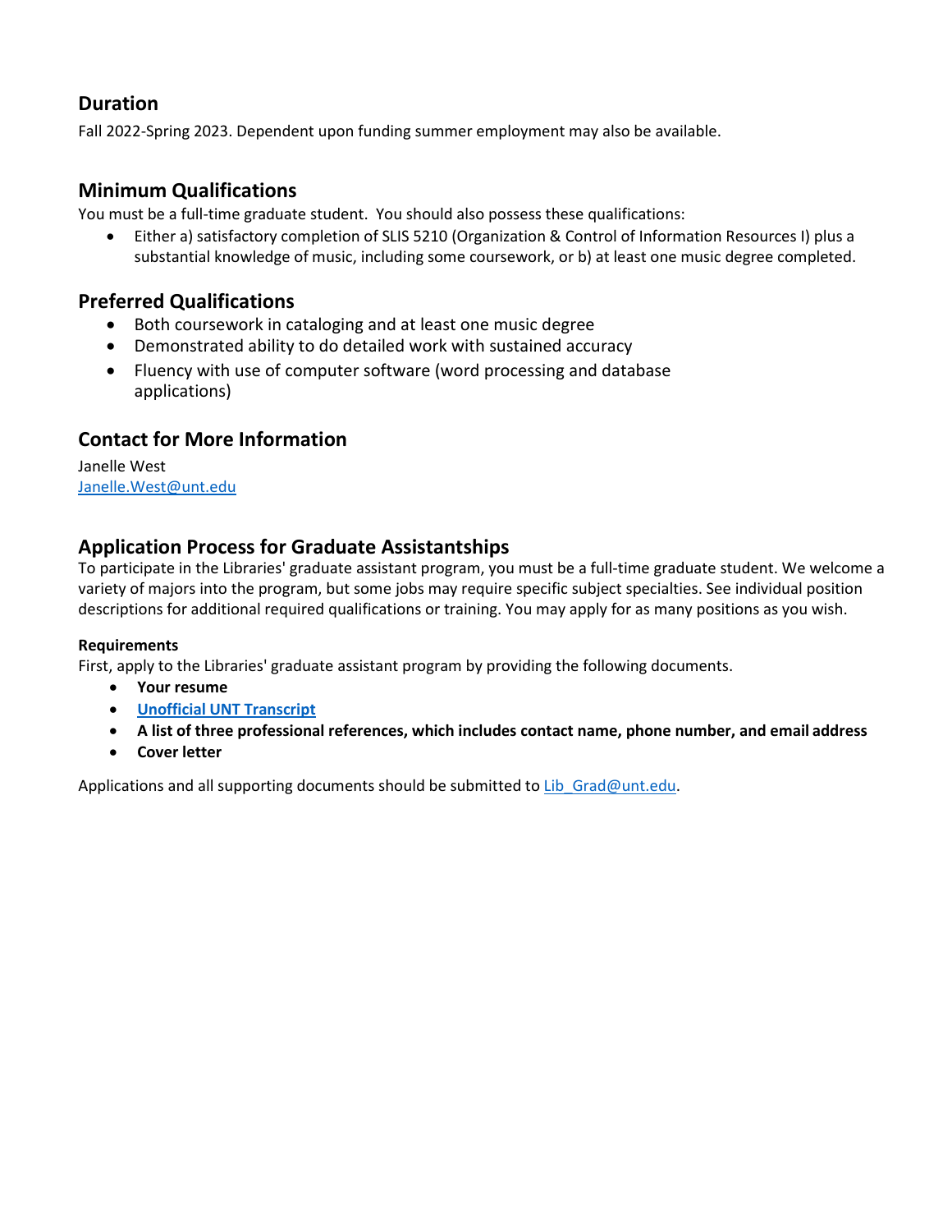## Duration

Fall 2022-Spring 2023. Dependent upon funding summer employment may also be available.

## Minimum Qualifications

You must be a full-time graduate student. You should also possess these qualifications:

- Either a) satisfactory completion of SLIS 5210 (Organization & Control of Information Resources I) plus a substantial knowledge of music, including some coursework, or b) at least one music degree completed.

## Preferred Qualifications

- Both coursework in cataloging and at least one music degree
- Demonstrated ability to do detailed work with sustained accuracy
- Fluency with use of computer software (word processing and database applications)

## Contact for More Information

Janelle West
Janelle.West@unt.edu

## Application Process for Graduate Assistantships

To participate in the Libraries' graduate assistant program, you must be a full-time graduate student. We welcome a variety of majors into the program, but some jobs may require specific subject specialties. See individual position descriptions for additional required qualifications or training. You may apply for as many positions as you wish.

**Requirements**

First, apply to the Libraries' graduate assistant program by providing the following documents.

- **Your resume**
- **Unofficial UNT Transcript**
- **A list of three professional references, which includes contact name, phone number, and email address**
- **Cover letter**

Applications and all supporting documents should be submitted to Lib_Grad@unt.edu.